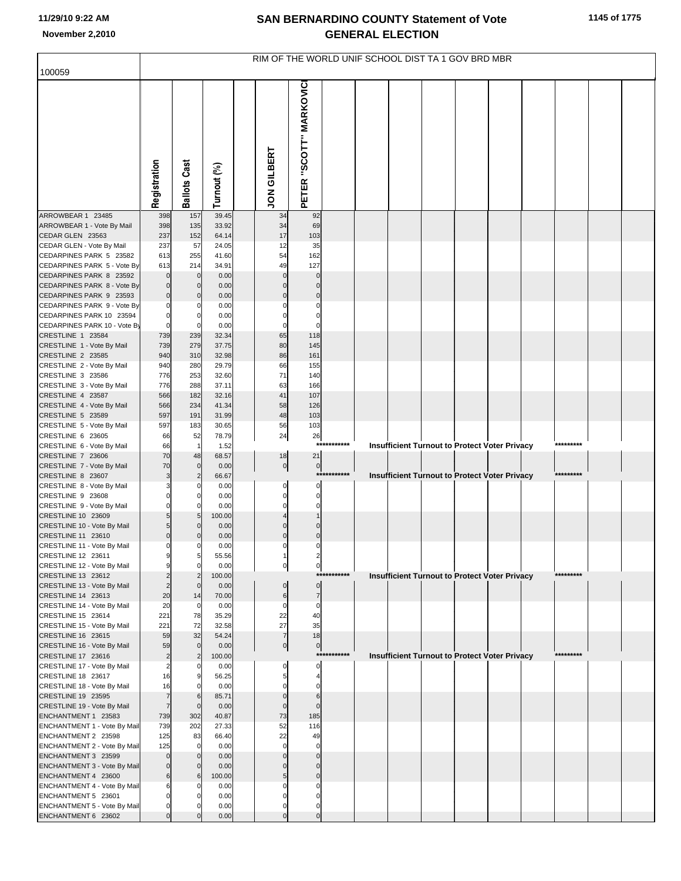# SAN BERNARDINO COUNTY Statement of Vote
## GENERAL ELECTION

November 2,2010

RIM OF THE WORLD UNIF SCHOOL DIST TA 1 GOV BRD MBR

100059

| | Registration | Ballots Cast | Turnout (%) | JON GILBERT | PETER "SCOTT" MARKOVICI |
|---|---|---|---|---|---|
| ARROWBEAR 1 23485 | 398 | 157 | 39.45 | 34 | 92 |
| ARROWBEAR 1 - Vote By Mail | 398 | 135 | 33.92 | 34 | 69 |
| CEDAR GLEN 23563 | 237 | 152 | 64.14 | 17 | 103 |
| CEDAR GLEN - Vote By Mail | 237 | 57 | 24.05 | 12 | 35 |
| CEDARPINES PARK 5 23582 | 613 | 255 | 41.60 | 54 | 162 |
| CEDARPINES PARK 5 - Vote By | 613 | 214 | 34.91 | 49 | 127 |
| CEDARPINES PARK 8 23592 | 0 | 0 | 0.00 | 0 | 0 |
| CEDARPINES PARK 8 - Vote By | 0 | 0 | 0.00 | 0 | 0 |
| CEDARPINES PARK 9 23593 | 0 | 0 | 0.00 | 0 | 0 |
| CEDARPINES PARK 9 - Vote By | 0 | 0 | 0.00 | 0 | 0 |
| CEDARPINES PARK 10 23594 | 0 | 0 | 0.00 | 0 | 0 |
| CEDARPINES PARK 10 - Vote By | 0 | 0 | 0.00 | 0 | 0 |
| CRESTLINE 1 23584 | 739 | 239 | 32.34 | 65 | 118 |
| CRESTLINE 1 - Vote By Mail | 739 | 279 | 37.75 | 80 | 145 |
| CRESTLINE 2 23585 | 940 | 310 | 32.98 | 86 | 161 |
| CRESTLINE 2 - Vote By Mail | 940 | 280 | 29.79 | 66 | 155 |
| CRESTLINE 3 23586 | 776 | 253 | 32.60 | 71 | 140 |
| CRESTLINE 3 - Vote By Mail | 776 | 288 | 37.11 | 63 | 166 |
| CRESTLINE 4 23587 | 566 | 182 | 32.16 | 41 | 107 |
| CRESTLINE 4 - Vote By Mail | 566 | 234 | 41.34 | 58 | 126 |
| CRESTLINE 5 23589 | 597 | 191 | 31.99 | 48 | 103 |
| CRESTLINE 5 - Vote By Mail | 597 | 183 | 30.65 | 56 | 103 |
| CRESTLINE 6 23605 | 66 | 52 | 78.79 | 24 | 26 |
| CRESTLINE 6 - Vote By Mail | 66 | 1 | 1.52 | *********** Insufficient Turnout to Protect Voter Privacy ********* | |
| CRESTLINE 7 23606 | 70 | 48 | 68.57 | 18 | 21 |
| CRESTLINE 7 - Vote By Mail | 70 | 0 | 0.00 | 0 | 0 |
| CRESTLINE 8 23607 | 3 | 2 | 66.67 | *********** Insufficient Turnout to Protect Voter Privacy ********* | |
| CRESTLINE 8 - Vote By Mail | 3 | 0 | 0.00 | 0 | 0 |
| CRESTLINE 9 23608 | 0 | 0 | 0.00 | 0 | 0 |
| CRESTLINE 9 - Vote By Mail | 0 | 0 | 0.00 | 0 | 0 |
| CRESTLINE 10 23609 | 5 | 5 | 100.00 | 4 | 1 |
| CRESTLINE 10 - Vote By Mail | 5 | 0 | 0.00 | 0 | 0 |
| CRESTLINE 11 23610 | 0 | 0 | 0.00 | 0 | 0 |
| CRESTLINE 11 - Vote By Mail | 0 | 0 | 0.00 | 0 | 0 |
| CRESTLINE 12 23611 | 9 | 5 | 55.56 | 1 | 2 |
| CRESTLINE 12 - Vote By Mail | 9 | 0 | 0.00 | 0 | 0 |
| CRESTLINE 13 23612 | 2 | 2 | 100.00 | *********** Insufficient Turnout to Protect Voter Privacy ********* | |
| CRESTLINE 13 - Vote By Mail | 2 | 0 | 0.00 | 0 | 0 |
| CRESTLINE 14 23613 | 20 | 14 | 70.00 | 6 | 7 |
| CRESTLINE 14 - Vote By Mail | 20 | 0 | 0.00 | 0 | 0 |
| CRESTLINE 15 23614 | 221 | 78 | 35.29 | 22 | 40 |
| CRESTLINE 15 - Vote By Mail | 221 | 72 | 32.58 | 27 | 35 |
| CRESTLINE 16 23615 | 59 | 32 | 54.24 | 7 | 18 |
| CRESTLINE 16 - Vote By Mail | 59 | 0 | 0.00 | 0 | 0 |
| CRESTLINE 17 23616 | 2 | 2 | 100.00 | *********** Insufficient Turnout to Protect Voter Privacy ********* | |
| CRESTLINE 17 - Vote By Mail | 2 | 0 | 0.00 | 0 | 0 |
| CRESTLINE 18 23617 | 16 | 9 | 56.25 | 5 | 4 |
| CRESTLINE 18 - Vote By Mail | 16 | 0 | 0.00 | 0 | 0 |
| CRESTLINE 19 23595 | 7 | 6 | 85.71 | 0 | 6 |
| CRESTLINE 19 - Vote By Mail | 7 | 0 | 0.00 | 0 | 0 |
| ENCHANTMENT 1 23583 | 739 | 302 | 40.87 | 73 | 185 |
| ENCHANTMENT 1 - Vote By Mail | 739 | 202 | 27.33 | 52 | 116 |
| ENCHANTMENT 2 23598 | 125 | 83 | 66.40 | 22 | 49 |
| ENCHANTMENT 2 - Vote By Mail | 125 | 0 | 0.00 | 0 | 0 |
| ENCHANTMENT 3 23599 | 0 | 0 | 0.00 | 0 | 0 |
| ENCHANTMENT 3 - Vote By Mail | 0 | 0 | 0.00 | 0 | 0 |
| ENCHANTMENT 4 23600 | 6 | 6 | 100.00 | 5 | 0 |
| ENCHANTMENT 4 - Vote By Mail | 6 | 0 | 0.00 | 0 | 0 |
| ENCHANTMENT 5 23601 | 0 | 0 | 0.00 | 0 | 0 |
| ENCHANTMENT 5 - Vote By Mail | 0 | 0 | 0.00 | 0 | 0 |
| ENCHANTMENT 6 23602 | 0 | 0 | 0.00 | 0 | 0 |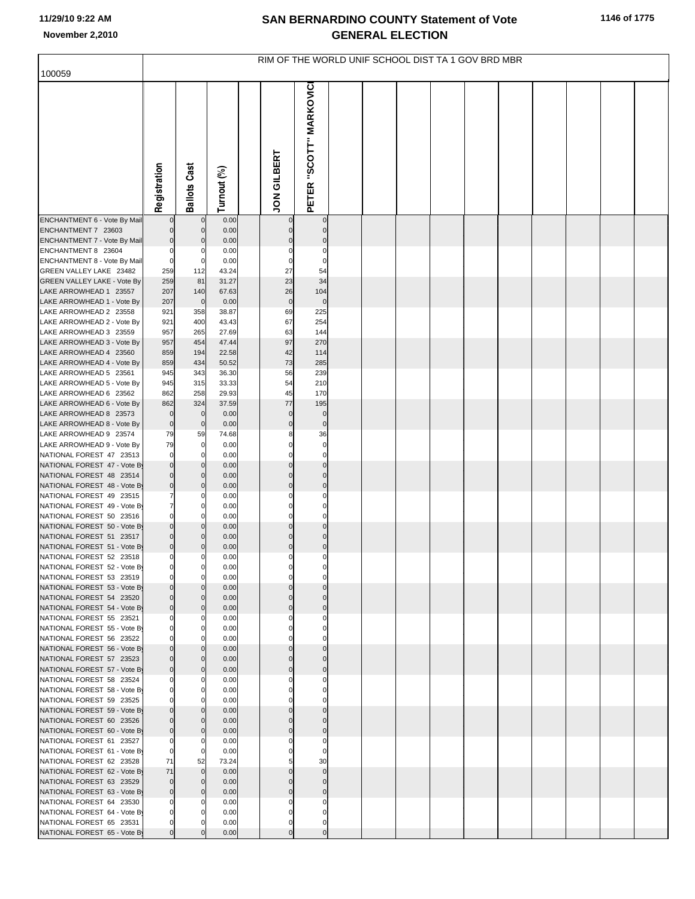# SAN BERNARDINO COUNTY Statement of Vote
# GENERAL ELECTION

RIM OF THE WORLD UNIF SCHOOL DIST TA 1 GOV BRD MBR

100059

| | Registration | Ballots Cast | Turnout (%) | | JON GILBERT | PETER "SCOTT" MARKOVICH |
|---|---|---|---|---|---|---|
| ENCHANTMENT 6 - Vote By Mail | 0 | 0 | 0.00 | | 0 | 0 |
| ENCHANTMENT 7 23603 | 0 | 0 | 0.00 | | 0 | 0 |
| ENCHANTMENT 7 - Vote By Mail | 0 | 0 | 0.00 | | 0 | 0 |
| ENCHANTMENT 8 23604 | 0 | 0 | 0.00 | | 0 | 0 |
| ENCHANTMENT 8 - Vote By Mail | 0 | 0 | 0.00 | | 0 | 0 |
| GREEN VALLEY LAKE 23482 | 259 | 112 | 43.24 | | 27 | 54 |
| GREEN VALLEY LAKE - Vote By | 259 | 81 | 31.27 | | 23 | 34 |
| LAKE ARROWHEAD 1 23557 | 207 | 140 | 67.63 | | 26 | 104 |
| LAKE ARROWHEAD 1 - Vote By | 207 | 0 | 0.00 | | 0 | 0 |
| LAKE ARROWHEAD 2 23558 | 921 | 358 | 38.87 | | 69 | 225 |
| LAKE ARROWHEAD 2 - Vote By | 921 | 400 | 43.43 | | 67 | 254 |
| LAKE ARROWHEAD 3 23559 | 957 | 265 | 27.69 | | 63 | 144 |
| LAKE ARROWHEAD 3 - Vote By | 957 | 454 | 47.44 | | 97 | 270 |
| LAKE ARROWHEAD 4 23560 | 859 | 194 | 22.58 | | 42 | 114 |
| LAKE ARROWHEAD 4 - Vote By | 859 | 434 | 50.52 | | 73 | 285 |
| LAKE ARROWHEAD 5 23561 | 945 | 343 | 36.30 | | 56 | 239 |
| LAKE ARROWHEAD 5 - Vote By | 945 | 315 | 33.33 | | 54 | 210 |
| LAKE ARROWHEAD 6 23562 | 862 | 258 | 29.93 | | 45 | 170 |
| LAKE ARROWHEAD 6 - Vote By | 862 | 324 | 37.59 | | 77 | 195 |
| LAKE ARROWHEAD 8 23573 | 0 | 0 | 0.00 | | 0 | 0 |
| LAKE ARROWHEAD 8 - Vote By | 0 | 0 | 0.00 | | 0 | 0 |
| LAKE ARROWHEAD 9 23574 | 79 | 59 | 74.68 | | 8 | 36 |
| LAKE ARROWHEAD 9 - Vote By | 79 | 0 | 0.00 | | 0 | 0 |
| NATIONAL FOREST 47 23513 | 0 | 0 | 0.00 | | 0 | 0 |
| NATIONAL FOREST 47 - Vote By | 0 | 0 | 0.00 | | 0 | 0 |
| NATIONAL FOREST 48 23514 | 0 | 0 | 0.00 | | 0 | 0 |
| NATIONAL FOREST 48 - Vote By | 0 | 0 | 0.00 | | 0 | 0 |
| NATIONAL FOREST 49 23515 | 7 | 0 | 0.00 | | 0 | 0 |
| NATIONAL FOREST 49 - Vote By | 7 | 0 | 0.00 | | 0 | 0 |
| NATIONAL FOREST 50 23516 | 0 | 0 | 0.00 | | 0 | 0 |
| NATIONAL FOREST 50 - Vote By | 0 | 0 | 0.00 | | 0 | 0 |
| NATIONAL FOREST 51 23517 | 0 | 0 | 0.00 | | 0 | 0 |
| NATIONAL FOREST 51 - Vote By | 0 | 0 | 0.00 | | 0 | 0 |
| NATIONAL FOREST 52 23518 | 0 | 0 | 0.00 | | 0 | 0 |
| NATIONAL FOREST 52 - Vote By | 0 | 0 | 0.00 | | 0 | 0 |
| NATIONAL FOREST 53 23519 | 0 | 0 | 0.00 | | 0 | 0 |
| NATIONAL FOREST 53 - Vote By | 0 | 0 | 0.00 | | 0 | 0 |
| NATIONAL FOREST 54 23520 | 0 | 0 | 0.00 | | 0 | 0 |
| NATIONAL FOREST 54 - Vote By | 0 | 0 | 0.00 | | 0 | 0 |
| NATIONAL FOREST 55 23521 | 0 | 0 | 0.00 | | 0 | 0 |
| NATIONAL FOREST 55 - Vote By | 0 | 0 | 0.00 | | 0 | 0 |
| NATIONAL FOREST 56 23522 | 0 | 0 | 0.00 | | 0 | 0 |
| NATIONAL FOREST 56 - Vote By | 0 | 0 | 0.00 | | 0 | 0 |
| NATIONAL FOREST 57 23523 | 0 | 0 | 0.00 | | 0 | 0 |
| NATIONAL FOREST 57 - Vote By | 0 | 0 | 0.00 | | 0 | 0 |
| NATIONAL FOREST 58 23524 | 0 | 0 | 0.00 | | 0 | 0 |
| NATIONAL FOREST 58 - Vote By | 0 | 0 | 0.00 | | 0 | 0 |
| NATIONAL FOREST 59 23525 | 0 | 0 | 0.00 | | 0 | 0 |
| NATIONAL FOREST 59 - Vote By | 0 | 0 | 0.00 | | 0 | 0 |
| NATIONAL FOREST 60 23526 | 0 | 0 | 0.00 | | 0 | 0 |
| NATIONAL FOREST 60 - Vote By | 0 | 0 | 0.00 | | 0 | 0 |
| NATIONAL FOREST 61 23527 | 0 | 0 | 0.00 | | 0 | 0 |
| NATIONAL FOREST 61 - Vote By | 0 | 0 | 0.00 | | 0 | 0 |
| NATIONAL FOREST 62 23528 | 71 | 52 | 73.24 | | 5 | 30 |
| NATIONAL FOREST 62 - Vote By | 71 | 0 | 0.00 | | 0 | 0 |
| NATIONAL FOREST 63 23529 | 0 | 0 | 0.00 | | 0 | 0 |
| NATIONAL FOREST 63 - Vote By | 0 | 0 | 0.00 | | 0 | 0 |
| NATIONAL FOREST 64 23530 | 0 | 0 | 0.00 | | 0 | 0 |
| NATIONAL FOREST 64 - Vote By | 0 | 0 | 0.00 | | 0 | 0 |
| NATIONAL FOREST 65 23531 | 0 | 0 | 0.00 | | 0 | 0 |
| NATIONAL FOREST 65 - Vote By | 0 | 0 | 0.00 | | 0 | 0 |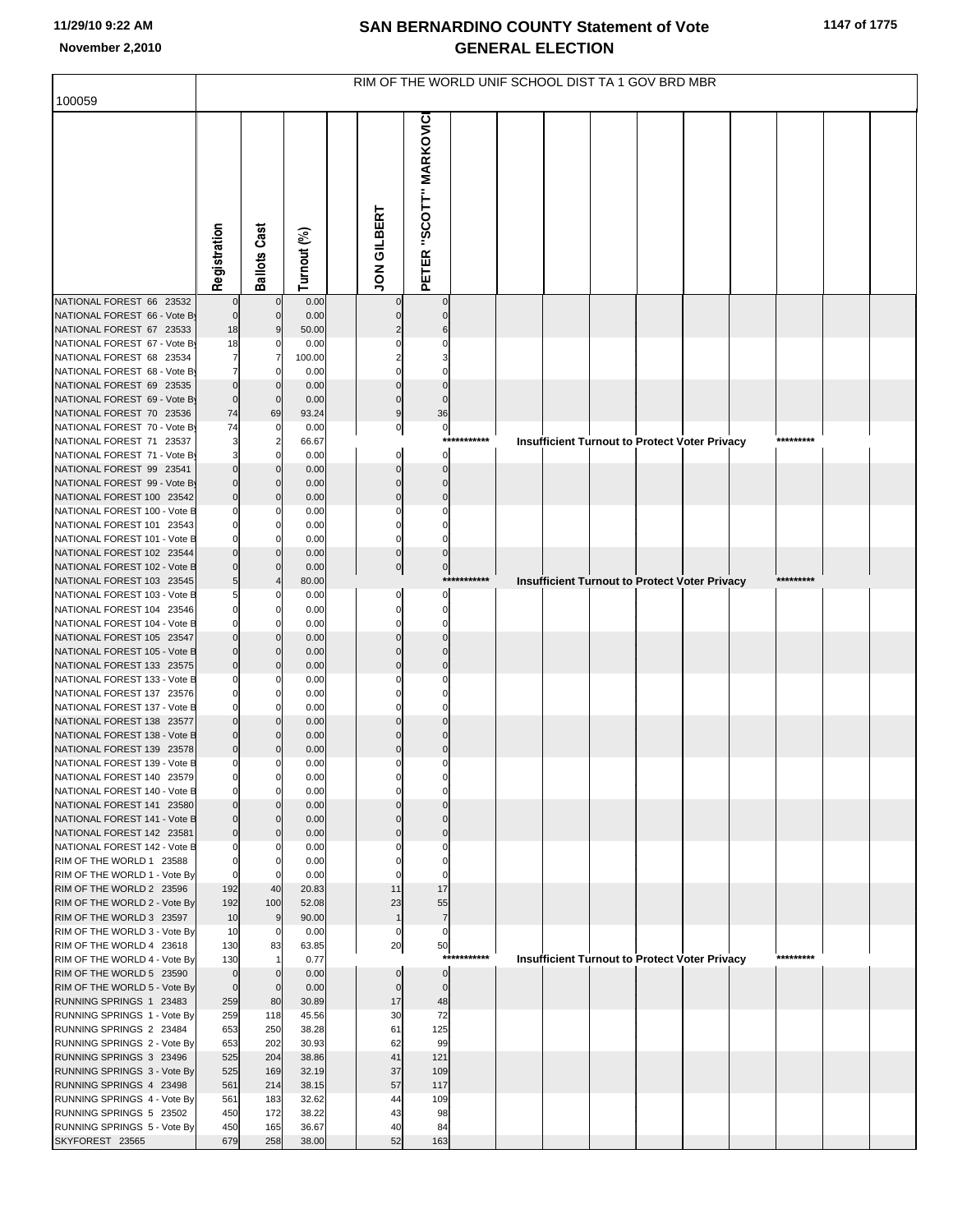# SAN BERNARDINO COUNTY Statement of Vote GENERAL ELECTION

11/29/10 9:22 AM

November 2,2010

## RIM OF THE WORLD UNIF SCHOOL DIST TA 1 GOV BRD MBR

100059

| | Registration | Ballots Cast | Turnout (%) | JON GILBERT | PETER "SCOTT" MARKOVICI |
|---|---|---|---|---|---|
| NATIONAL FOREST 66 23532 | 0 | 0 | 0.00 | 0 | 0 |
| NATIONAL FOREST 66 - Vote By | 0 | 0 | 0.00 | 0 | 0 |
| NATIONAL FOREST 67 23533 | 18 | 9 | 50.00 | 2 | 6 |
| NATIONAL FOREST 67 - Vote By | 18 | 0 | 0.00 | 0 | 0 |
| NATIONAL FOREST 68 23534 | 7 | 7 | 100.00 | 2 | 3 |
| NATIONAL FOREST 68 - Vote By | 7 | 0 | 0.00 | 0 | 0 |
| NATIONAL FOREST 69 23535 | 0 | 0 | 0.00 | 0 | 0 |
| NATIONAL FOREST 69 - Vote By | 0 | 0 | 0.00 | 0 | 0 |
| NATIONAL FOREST 70 23536 | 74 | 69 | 93.24 | 9 | 36 |
| NATIONAL FOREST 70 - Vote By | 74 | 0 | 0.00 | 0 | 0 |
| NATIONAL FOREST 71 23537 | 3 | 2 | 66.67 | *********** Insufficient Turnout to Protect Voter Privacy ********* | |
| NATIONAL FOREST 71 - Vote By | 3 | 0 | 0.00 | 0 | 0 |
| NATIONAL FOREST 99 23541 | 0 | 0 | 0.00 | 0 | 0 |
| NATIONAL FOREST 99 - Vote By | 0 | 0 | 0.00 | 0 | 0 |
| NATIONAL FOREST 100 23542 | 0 | 0 | 0.00 | 0 | 0 |
| NATIONAL FOREST 100 - Vote B | 0 | 0 | 0.00 | 0 | 0 |
| NATIONAL FOREST 101 23543 | 0 | 0 | 0.00 | 0 | 0 |
| NATIONAL FOREST 101 - Vote B | 0 | 0 | 0.00 | 0 | 0 |
| NATIONAL FOREST 102 23544 | 0 | 0 | 0.00 | 0 | 0 |
| NATIONAL FOREST 102 - Vote B | 0 | 0 | 0.00 | 0 | 0 |
| NATIONAL FOREST 103 23545 | 5 | 4 | 80.00 | *********** Insufficient Turnout to Protect Voter Privacy ********* | |
| NATIONAL FOREST 103 - Vote B | 5 | 0 | 0.00 | 0 | 0 |
| NATIONAL FOREST 104 23546 | 0 | 0 | 0.00 | 0 | 0 |
| NATIONAL FOREST 104 - Vote B | 0 | 0 | 0.00 | 0 | 0 |
| NATIONAL FOREST 105 23547 | 0 | 0 | 0.00 | 0 | 0 |
| NATIONAL FOREST 105 - Vote B | 0 | 0 | 0.00 | 0 | 0 |
| NATIONAL FOREST 133 23575 | 0 | 0 | 0.00 | 0 | 0 |
| NATIONAL FOREST 133 - Vote B | 0 | 0 | 0.00 | 0 | 0 |
| NATIONAL FOREST 137 23576 | 0 | 0 | 0.00 | 0 | 0 |
| NATIONAL FOREST 137 - Vote B | 0 | 0 | 0.00 | 0 | 0 |
| NATIONAL FOREST 138 23577 | 0 | 0 | 0.00 | 0 | 0 |
| NATIONAL FOREST 138 - Vote B | 0 | 0 | 0.00 | 0 | 0 |
| NATIONAL FOREST 139 23578 | 0 | 0 | 0.00 | 0 | 0 |
| NATIONAL FOREST 139 - Vote B | 0 | 0 | 0.00 | 0 | 0 |
| NATIONAL FOREST 140 23579 | 0 | 0 | 0.00 | 0 | 0 |
| NATIONAL FOREST 140 - Vote B | 0 | 0 | 0.00 | 0 | 0 |
| NATIONAL FOREST 141 23580 | 0 | 0 | 0.00 | 0 | 0 |
| NATIONAL FOREST 141 - Vote B | 0 | 0 | 0.00 | 0 | 0 |
| NATIONAL FOREST 142 23581 | 0 | 0 | 0.00 | 0 | 0 |
| NATIONAL FOREST 142 - Vote B | 0 | 0 | 0.00 | 0 | 0 |
| RIM OF THE WORLD 1 23588 | 0 | 0 | 0.00 | 0 | 0 |
| RIM OF THE WORLD 1 - Vote By | 0 | 0 | 0.00 | 0 | 0 |
| RIM OF THE WORLD 2 23596 | 192 | 40 | 20.83 | 11 | 17 |
| RIM OF THE WORLD 2 - Vote By | 192 | 100 | 52.08 | 23 | 55 |
| RIM OF THE WORLD 3 23597 | 10 | 9 | 90.00 | 1 | 7 |
| RIM OF THE WORLD 3 - Vote By | 10 | 0 | 0.00 | 0 | 0 |
| RIM OF THE WORLD 4 23618 | 130 | 83 | 63.85 | 20 | 50 |
| RIM OF THE WORLD 4 - Vote By | 130 | 1 | 0.77 | *********** Insufficient Turnout to Protect Voter Privacy ********* | |
| RIM OF THE WORLD 5 23590 | 0 | 0 | 0.00 | 0 | 0 |
| RIM OF THE WORLD 5 - Vote By | 0 | 0 | 0.00 | 0 | 0 |
| RUNNING SPRINGS 1 23483 | 259 | 80 | 30.89 | 17 | 48 |
| RUNNING SPRINGS 1 - Vote By | 259 | 118 | 45.56 | 30 | 72 |
| RUNNING SPRINGS 2 23484 | 653 | 250 | 38.28 | 61 | 125 |
| RUNNING SPRINGS 2 - Vote By | 653 | 202 | 30.93 | 62 | 99 |
| RUNNING SPRINGS 3 23496 | 525 | 204 | 38.86 | 41 | 121 |
| RUNNING SPRINGS 3 - Vote By | 525 | 169 | 32.19 | 37 | 109 |
| RUNNING SPRINGS 4 23498 | 561 | 214 | 38.15 | 57 | 117 |
| RUNNING SPRINGS 4 - Vote By | 561 | 183 | 32.62 | 44 | 109 |
| RUNNING SPRINGS 5 23502 | 450 | 172 | 38.22 | 43 | 98 |
| RUNNING SPRINGS 5 - Vote By | 450 | 165 | 36.67 | 40 | 84 |
| SKYFOREST 23565 | 679 | 258 | 38.00 | 52 | 163 |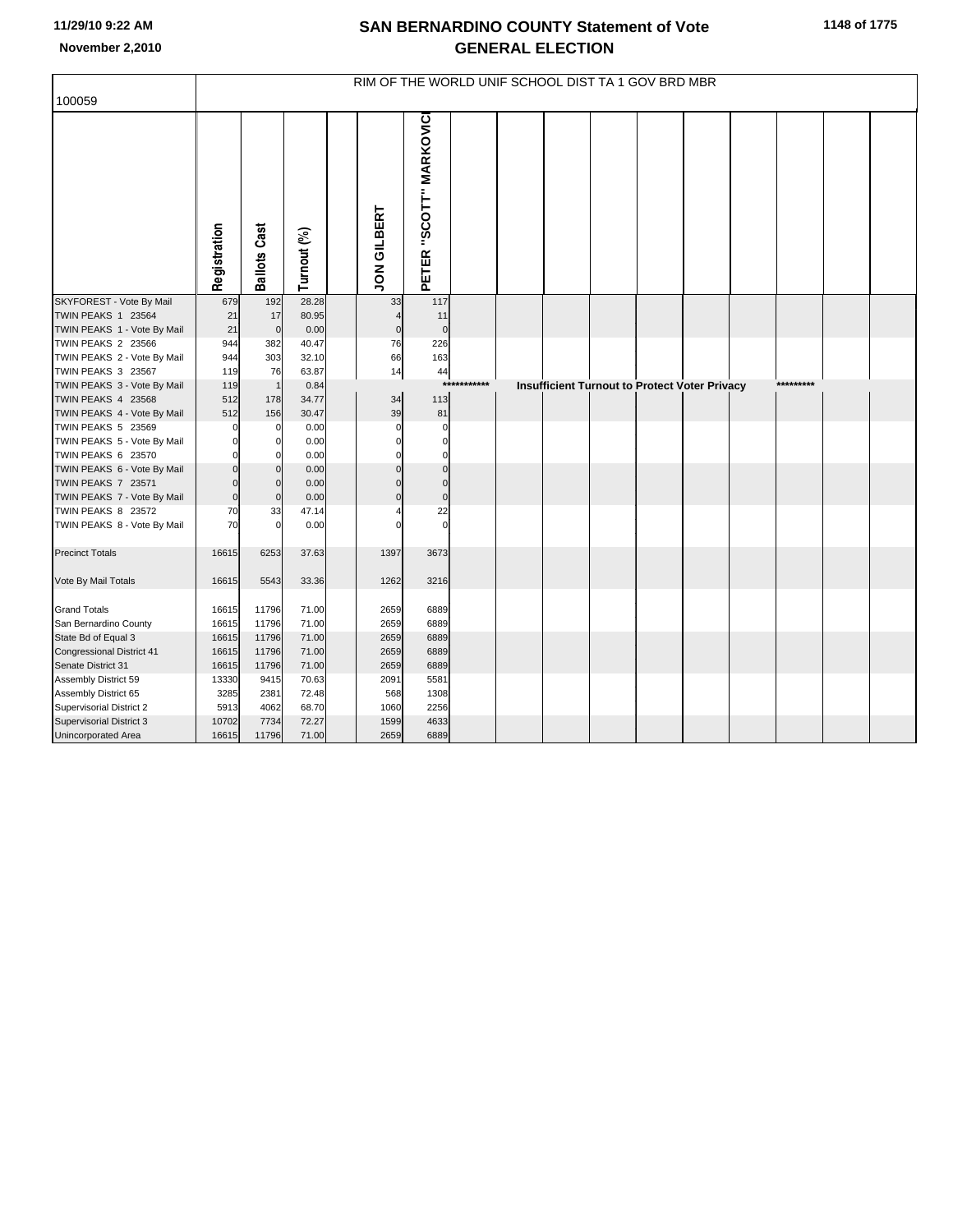# SAN BERNARDINO COUNTY Statement of Vote
## November 2,2010 GENERAL ELECTION

11/29/10 9:22 AM

### RIM OF THE WORLD UNIF SCHOOL DIST TA 1 GOV BRD MBR

100059

| | Registration | Ballots Cast | Turnout (%) | | JON GILBERT | PETER "SCOTT" MARKOVICI |
|---|---|---|---|---|---|---|
| SKYFOREST - Vote By Mail | 679 | 192 | 28.28 | | 33 | 117 |
| TWIN PEAKS 1 23564 | 21 | 17 | 80.95 | | 4 | 11 |
| TWIN PEAKS 1 - Vote By Mail | 21 | 0 | 0.00 | | 0 | 0 |
| TWIN PEAKS 2 23566 | 944 | 382 | 40.47 | | 76 | 226 |
| TWIN PEAKS 2 - Vote By Mail | 944 | 303 | 32.10 | | 66 | 163 |
| TWIN PEAKS 3 23567 | 119 | 76 | 63.87 | | 14 | 44 |
| TWIN PEAKS 3 - Vote By Mail | 119 | 1 | 0.84 | | *********** Insufficient Turnout to Protect Voter Privacy ********* | |
| TWIN PEAKS 4 23568 | 512 | 178 | 34.77 | | 34 | 113 |
| TWIN PEAKS 4 - Vote By Mail | 512 | 156 | 30.47 | | 39 | 81 |
| TWIN PEAKS 5 23569 | 0 | 0 | 0.00 | | 0 | 0 |
| TWIN PEAKS 5 - Vote By Mail | 0 | 0 | 0.00 | | 0 | 0 |
| TWIN PEAKS 6 23570 | 0 | 0 | 0.00 | | 0 | 0 |
| TWIN PEAKS 6 - Vote By Mail | 0 | 0 | 0.00 | | 0 | 0 |
| TWIN PEAKS 7 23571 | 0 | 0 | 0.00 | | 0 | 0 |
| TWIN PEAKS 7 - Vote By Mail | 0 | 0 | 0.00 | | 0 | 0 |
| TWIN PEAKS 8 23572 | 70 | 33 | 47.14 | | 4 | 22 |
| TWIN PEAKS 8 - Vote By Mail | 70 | 0 | 0.00 | | 0 | 0 |
| Precinct Totals | 16615 | 6253 | 37.63 | | 1397 | 3673 |
| Vote By Mail Totals | 16615 | 5543 | 33.36 | | 1262 | 3216 |
| Grand Totals | 16615 | 11796 | 71.00 | | 2659 | 6889 |
| San Bernardino County | 16615 | 11796 | 71.00 | | 2659 | 6889 |
| State Bd of Equal 3 | 16615 | 11796 | 71.00 | | 2659 | 6889 |
| Congressional District 41 | 16615 | 11796 | 71.00 | | 2659 | 6889 |
| Senate District 31 | 16615 | 11796 | 71.00 | | 2659 | 6889 |
| Assembly District 59 | 13330 | 9415 | 70.63 | | 2091 | 5581 |
| Assembly District 65 | 3285 | 2381 | 72.48 | | 568 | 1308 |
| Supervisorial District 2 | 5913 | 4062 | 68.70 | | 1060 | 2256 |
| Supervisorial District 3 | 10702 | 7734 | 72.27 | | 1599 | 4633 |
| Unincorporated Area | 16615 | 11796 | 71.00 | | 2659 | 6889 |